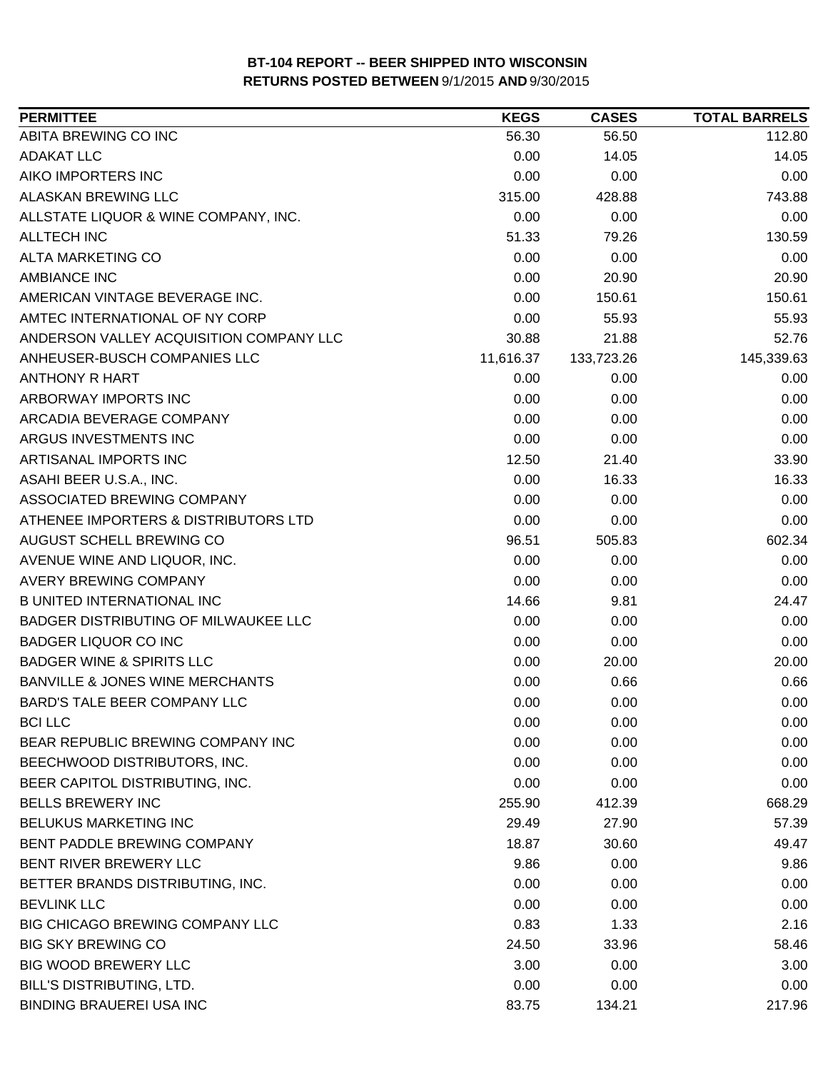**BT-104 REPORT -- BEER SHIPPED INTO WISCONSIN**
**RETURNS POSTED BETWEEN 9/1/2015 AND 9/30/2015**

| PERMITTEE | KEGS | CASES | TOTAL BARRELS |
|---|---|---|---|
| ABITA BREWING CO INC | 56.30 | 56.50 | 112.80 |
| ADAKAT LLC | 0.00 | 14.05 | 14.05 |
| AIKO IMPORTERS INC | 0.00 | 0.00 | 0.00 |
| ALASKAN BREWING LLC | 315.00 | 428.88 | 743.88 |
| ALLSTATE LIQUOR & WINE COMPANY, INC. | 0.00 | 0.00 | 0.00 |
| ALLTECH INC | 51.33 | 79.26 | 130.59 |
| ALTA MARKETING CO | 0.00 | 0.00 | 0.00 |
| AMBIANCE INC | 0.00 | 20.90 | 20.90 |
| AMERICAN VINTAGE BEVERAGE INC. | 0.00 | 150.61 | 150.61 |
| AMTEC INTERNATIONAL OF NY CORP | 0.00 | 55.93 | 55.93 |
| ANDERSON VALLEY ACQUISITION COMPANY LLC | 30.88 | 21.88 | 52.76 |
| ANHEUSER-BUSCH COMPANIES LLC | 11,616.37 | 133,723.26 | 145,339.63 |
| ANTHONY R HART | 0.00 | 0.00 | 0.00 |
| ARBORWAY IMPORTS INC | 0.00 | 0.00 | 0.00 |
| ARCADIA BEVERAGE COMPANY | 0.00 | 0.00 | 0.00 |
| ARGUS INVESTMENTS INC | 0.00 | 0.00 | 0.00 |
| ARTISANAL IMPORTS INC | 12.50 | 21.40 | 33.90 |
| ASAHI BEER U.S.A., INC. | 0.00 | 16.33 | 16.33 |
| ASSOCIATED BREWING COMPANY | 0.00 | 0.00 | 0.00 |
| ATHENEE IMPORTERS & DISTRIBUTORS LTD | 0.00 | 0.00 | 0.00 |
| AUGUST SCHELL BREWING CO | 96.51 | 505.83 | 602.34 |
| AVENUE WINE AND LIQUOR, INC. | 0.00 | 0.00 | 0.00 |
| AVERY BREWING COMPANY | 0.00 | 0.00 | 0.00 |
| B UNITED INTERNATIONAL INC | 14.66 | 9.81 | 24.47 |
| BADGER DISTRIBUTING OF MILWAUKEE LLC | 0.00 | 0.00 | 0.00 |
| BADGER LIQUOR CO INC | 0.00 | 0.00 | 0.00 |
| BADGER WINE & SPIRITS LLC | 0.00 | 20.00 | 20.00 |
| BANVILLE & JONES WINE MERCHANTS | 0.00 | 0.66 | 0.66 |
| BARD'S TALE BEER COMPANY LLC | 0.00 | 0.00 | 0.00 |
| BCI LLC | 0.00 | 0.00 | 0.00 |
| BEAR REPUBLIC BREWING COMPANY INC | 0.00 | 0.00 | 0.00 |
| BEECHWOOD DISTRIBUTORS, INC. | 0.00 | 0.00 | 0.00 |
| BEER CAPITOL DISTRIBUTING, INC. | 0.00 | 0.00 | 0.00 |
| BELLS BREWERY INC | 255.90 | 412.39 | 668.29 |
| BELUKUS MARKETING INC | 29.49 | 27.90 | 57.39 |
| BENT PADDLE BREWING COMPANY | 18.87 | 30.60 | 49.47 |
| BENT RIVER BREWERY LLC | 9.86 | 0.00 | 9.86 |
| BETTER BRANDS DISTRIBUTING, INC. | 0.00 | 0.00 | 0.00 |
| BEVLINK LLC | 0.00 | 0.00 | 0.00 |
| BIG CHICAGO BREWING COMPANY LLC | 0.83 | 1.33 | 2.16 |
| BIG SKY BREWING CO | 24.50 | 33.96 | 58.46 |
| BIG WOOD BREWERY LLC | 3.00 | 0.00 | 3.00 |
| BILL'S DISTRIBUTING, LTD. | 0.00 | 0.00 | 0.00 |
| BINDING BRAUEREI USA INC | 83.75 | 134.21 | 217.96 |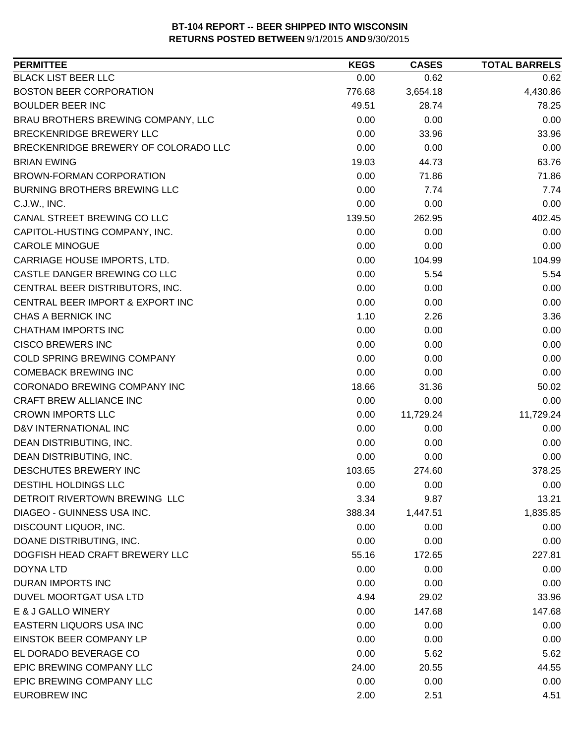**BT-104 REPORT -- BEER SHIPPED INTO WISCONSIN**
**RETURNS POSTED BETWEEN 9/1/2015 AND 9/30/2015**

| PERMITTEE | KEGS | CASES | TOTAL BARRELS |
|---|---|---|---|
| BLACK LIST BEER LLC | 0.00 | 0.62 | 0.62 |
| BOSTON BEER CORPORATION | 776.68 | 3,654.18 | 4,430.86 |
| BOULDER BEER INC | 49.51 | 28.74 | 78.25 |
| BRAU BROTHERS BREWING COMPANY, LLC | 0.00 | 0.00 | 0.00 |
| BRECKENRIDGE BREWERY LLC | 0.00 | 33.96 | 33.96 |
| BRECKENRIDGE BREWERY OF COLORADO LLC | 0.00 | 0.00 | 0.00 |
| BRIAN EWING | 19.03 | 44.73 | 63.76 |
| BROWN-FORMAN CORPORATION | 0.00 | 71.86 | 71.86 |
| BURNING BROTHERS BREWING LLC | 0.00 | 7.74 | 7.74 |
| C.J.W., INC. | 0.00 | 0.00 | 0.00 |
| CANAL STREET BREWING CO LLC | 139.50 | 262.95 | 402.45 |
| CAPITOL-HUSTING COMPANY, INC. | 0.00 | 0.00 | 0.00 |
| CAROLE MINOGUE | 0.00 | 0.00 | 0.00 |
| CARRIAGE HOUSE IMPORTS, LTD. | 0.00 | 104.99 | 104.99 |
| CASTLE DANGER BREWING CO LLC | 0.00 | 5.54 | 5.54 |
| CENTRAL BEER DISTRIBUTORS, INC. | 0.00 | 0.00 | 0.00 |
| CENTRAL BEER IMPORT & EXPORT INC | 0.00 | 0.00 | 0.00 |
| CHAS A BERNICK INC | 1.10 | 2.26 | 3.36 |
| CHATHAM IMPORTS INC | 0.00 | 0.00 | 0.00 |
| CISCO BREWERS INC | 0.00 | 0.00 | 0.00 |
| COLD SPRING BREWING COMPANY | 0.00 | 0.00 | 0.00 |
| COMEBACK BREWING INC | 0.00 | 0.00 | 0.00 |
| CORONADO BREWING COMPANY INC | 18.66 | 31.36 | 50.02 |
| CRAFT BREW ALLIANCE INC | 0.00 | 0.00 | 0.00 |
| CROWN IMPORTS LLC | 0.00 | 11,729.24 | 11,729.24 |
| D&V INTERNATIONAL INC | 0.00 | 0.00 | 0.00 |
| DEAN DISTRIBUTING, INC. | 0.00 | 0.00 | 0.00 |
| DEAN DISTRIBUTING, INC. | 0.00 | 0.00 | 0.00 |
| DESCHUTES BREWERY INC | 103.65 | 274.60 | 378.25 |
| DESTIHL HOLDINGS LLC | 0.00 | 0.00 | 0.00 |
| DETROIT RIVERTOWN BREWING LLC | 3.34 | 9.87 | 13.21 |
| DIAGEO - GUINNESS USA INC. | 388.34 | 1,447.51 | 1,835.85 |
| DISCOUNT LIQUOR, INC. | 0.00 | 0.00 | 0.00 |
| DOANE DISTRIBUTING, INC. | 0.00 | 0.00 | 0.00 |
| DOGFISH HEAD CRAFT BREWERY LLC | 55.16 | 172.65 | 227.81 |
| DOYNA LTD | 0.00 | 0.00 | 0.00 |
| DURAN IMPORTS INC | 0.00 | 0.00 | 0.00 |
| DUVEL MOORTGAT USA LTD | 4.94 | 29.02 | 33.96 |
| E & J GALLO WINERY | 0.00 | 147.68 | 147.68 |
| EASTERN LIQUORS USA INC | 0.00 | 0.00 | 0.00 |
| EINSTOK BEER COMPANY LP | 0.00 | 0.00 | 0.00 |
| EL DORADO BEVERAGE CO | 0.00 | 5.62 | 5.62 |
| EPIC BREWING COMPANY LLC | 24.00 | 20.55 | 44.55 |
| EPIC BREWING COMPANY LLC | 0.00 | 0.00 | 0.00 |
| EUROBREW INC | 2.00 | 2.51 | 4.51 |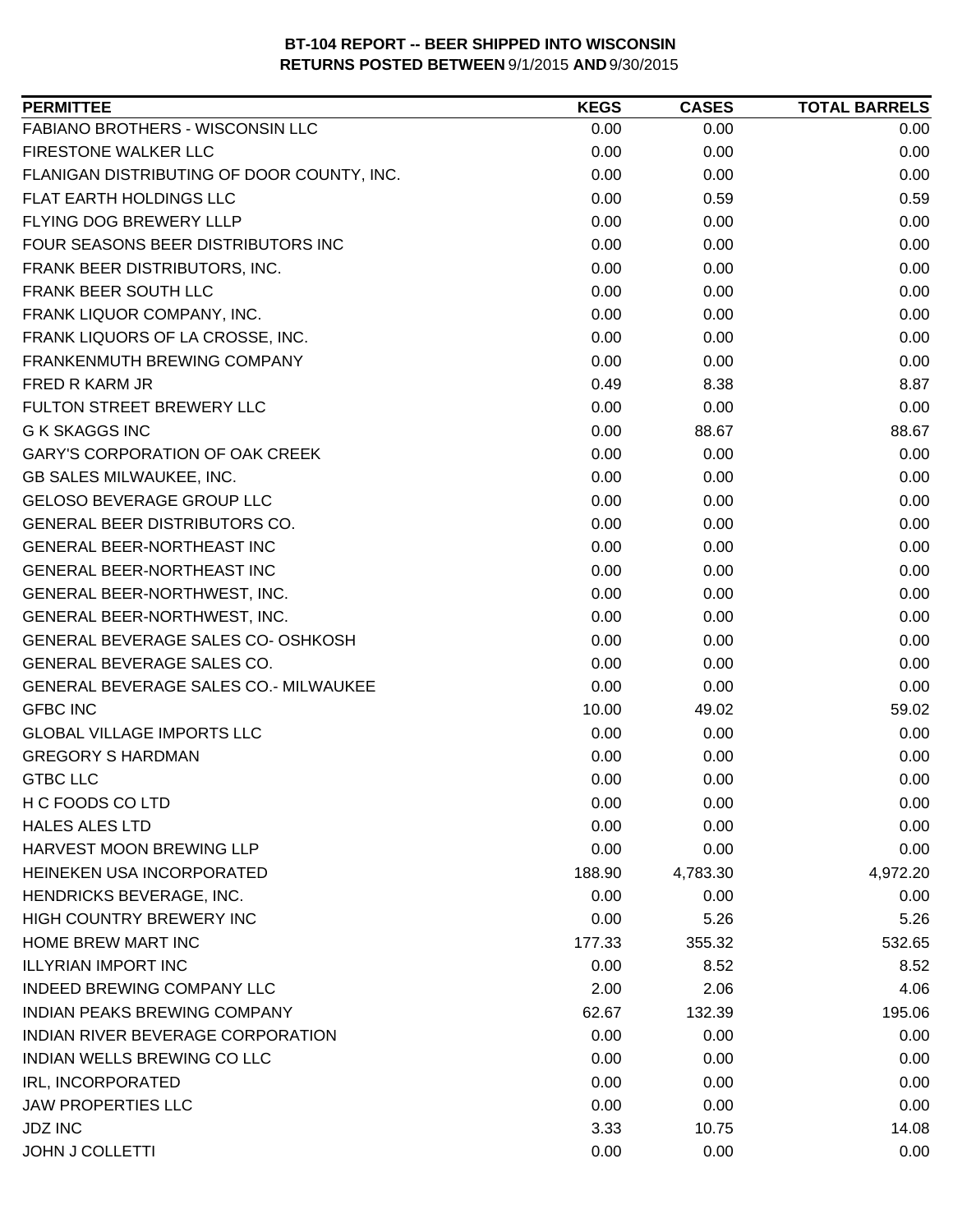**BT-104 REPORT -- BEER SHIPPED INTO WISCONSIN**
**RETURNS POSTED BETWEEN** 9/1/2015 **AND** 9/30/2015

| PERMITTEE | KEGS | CASES | TOTAL BARRELS |
|---|---|---|---|
| FABIANO BROTHERS - WISCONSIN LLC | 0.00 | 0.00 | 0.00 |
| FIRESTONE WALKER LLC | 0.00 | 0.00 | 0.00 |
| FLANIGAN DISTRIBUTING OF DOOR COUNTY, INC. | 0.00 | 0.00 | 0.00 |
| FLAT EARTH HOLDINGS LLC | 0.00 | 0.59 | 0.59 |
| FLYING DOG BREWERY LLLP | 0.00 | 0.00 | 0.00 |
| FOUR SEASONS BEER DISTRIBUTORS INC | 0.00 | 0.00 | 0.00 |
| FRANK BEER DISTRIBUTORS, INC. | 0.00 | 0.00 | 0.00 |
| FRANK BEER SOUTH LLC | 0.00 | 0.00 | 0.00 |
| FRANK LIQUOR COMPANY, INC. | 0.00 | 0.00 | 0.00 |
| FRANK LIQUORS OF LA CROSSE, INC. | 0.00 | 0.00 | 0.00 |
| FRANKENMUTH BREWING COMPANY | 0.00 | 0.00 | 0.00 |
| FRED R KARM JR | 0.49 | 8.38 | 8.87 |
| FULTON STREET BREWERY LLC | 0.00 | 0.00 | 0.00 |
| G K SKAGGS INC | 0.00 | 88.67 | 88.67 |
| GARY'S CORPORATION OF OAK CREEK | 0.00 | 0.00 | 0.00 |
| GB SALES MILWAUKEE, INC. | 0.00 | 0.00 | 0.00 |
| GELOSO BEVERAGE GROUP LLC | 0.00 | 0.00 | 0.00 |
| GENERAL BEER DISTRIBUTORS CO. | 0.00 | 0.00 | 0.00 |
| GENERAL BEER-NORTHEAST INC | 0.00 | 0.00 | 0.00 |
| GENERAL BEER-NORTHEAST INC | 0.00 | 0.00 | 0.00 |
| GENERAL BEER-NORTHWEST, INC. | 0.00 | 0.00 | 0.00 |
| GENERAL BEER-NORTHWEST, INC. | 0.00 | 0.00 | 0.00 |
| GENERAL BEVERAGE SALES CO- OSHKOSH | 0.00 | 0.00 | 0.00 |
| GENERAL BEVERAGE SALES CO. | 0.00 | 0.00 | 0.00 |
| GENERAL BEVERAGE SALES CO.- MILWAUKEE | 0.00 | 0.00 | 0.00 |
| GFBC INC | 10.00 | 49.02 | 59.02 |
| GLOBAL VILLAGE IMPORTS LLC | 0.00 | 0.00 | 0.00 |
| GREGORY S HARDMAN | 0.00 | 0.00 | 0.00 |
| GTBC LLC | 0.00 | 0.00 | 0.00 |
| H C FOODS CO LTD | 0.00 | 0.00 | 0.00 |
| HALES ALES LTD | 0.00 | 0.00 | 0.00 |
| HARVEST MOON BREWING LLP | 0.00 | 0.00 | 0.00 |
| HEINEKEN USA INCORPORATED | 188.90 | 4,783.30 | 4,972.20 |
| HENDRICKS BEVERAGE, INC. | 0.00 | 0.00 | 0.00 |
| HIGH COUNTRY BREWERY INC | 0.00 | 5.26 | 5.26 |
| HOME BREW MART INC | 177.33 | 355.32 | 532.65 |
| ILLYRIAN IMPORT INC | 0.00 | 8.52 | 8.52 |
| INDEED BREWING COMPANY LLC | 2.00 | 2.06 | 4.06 |
| INDIAN PEAKS BREWING COMPANY | 62.67 | 132.39 | 195.06 |
| INDIAN RIVER BEVERAGE CORPORATION | 0.00 | 0.00 | 0.00 |
| INDIAN WELLS BREWING CO LLC | 0.00 | 0.00 | 0.00 |
| IRL, INCORPORATED | 0.00 | 0.00 | 0.00 |
| JAW PROPERTIES LLC | 0.00 | 0.00 | 0.00 |
| JDZ INC | 3.33 | 10.75 | 14.08 |
| JOHN J COLLETTI | 0.00 | 0.00 | 0.00 |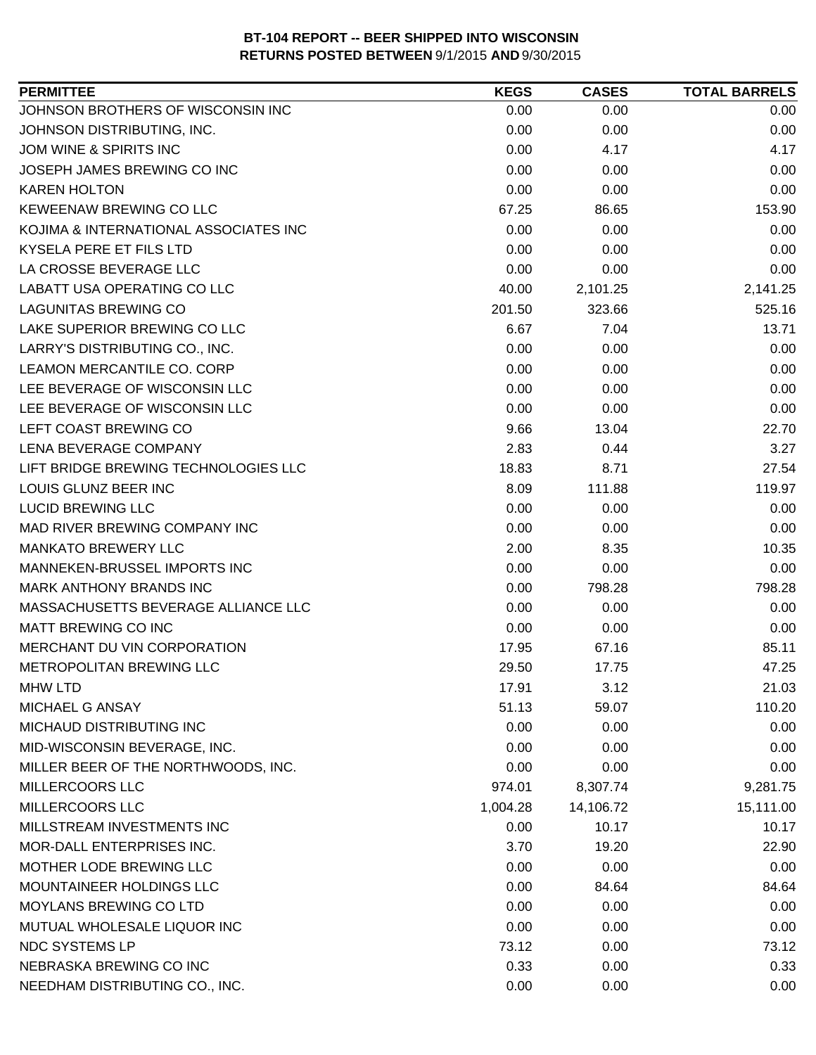**BT-104 REPORT -- BEER SHIPPED INTO WISCONSIN**
**RETURNS POSTED BETWEEN** 9/1/2015 **AND** 9/30/2015

| PERMITTEE | KEGS | CASES | TOTAL BARRELS |
|---|---|---|---|
| JOHNSON BROTHERS OF WISCONSIN INC | 0.00 | 0.00 | 0.00 |
| JOHNSON DISTRIBUTING, INC. | 0.00 | 0.00 | 0.00 |
| JOM WINE & SPIRITS INC | 0.00 | 4.17 | 4.17 |
| JOSEPH JAMES BREWING CO INC | 0.00 | 0.00 | 0.00 |
| KAREN HOLTON | 0.00 | 0.00 | 0.00 |
| KEWEENAW BREWING CO LLC | 67.25 | 86.65 | 153.90 |
| KOJIMA & INTERNATIONAL ASSOCIATES INC | 0.00 | 0.00 | 0.00 |
| KYSELA PERE ET FILS LTD | 0.00 | 0.00 | 0.00 |
| LA CROSSE BEVERAGE LLC | 0.00 | 0.00 | 0.00 |
| LABATT USA OPERATING CO LLC | 40.00 | 2,101.25 | 2,141.25 |
| LAGUNITAS BREWING CO | 201.50 | 323.66 | 525.16 |
| LAKE SUPERIOR BREWING CO LLC | 6.67 | 7.04 | 13.71 |
| LARRY'S DISTRIBUTING CO., INC. | 0.00 | 0.00 | 0.00 |
| LEAMON MERCANTILE CO. CORP | 0.00 | 0.00 | 0.00 |
| LEE BEVERAGE OF WISCONSIN LLC | 0.00 | 0.00 | 0.00 |
| LEE BEVERAGE OF WISCONSIN LLC | 0.00 | 0.00 | 0.00 |
| LEFT COAST BREWING CO | 9.66 | 13.04 | 22.70 |
| LENA BEVERAGE COMPANY | 2.83 | 0.44 | 3.27 |
| LIFT BRIDGE BREWING TECHNOLOGIES LLC | 18.83 | 8.71 | 27.54 |
| LOUIS GLUNZ BEER INC | 8.09 | 111.88 | 119.97 |
| LUCID BREWING LLC | 0.00 | 0.00 | 0.00 |
| MAD RIVER BREWING COMPANY INC | 0.00 | 0.00 | 0.00 |
| MANKATO BREWERY LLC | 2.00 | 8.35 | 10.35 |
| MANNEKEN-BRUSSEL IMPORTS INC | 0.00 | 0.00 | 0.00 |
| MARK ANTHONY BRANDS INC | 0.00 | 798.28 | 798.28 |
| MASSACHUSETTS BEVERAGE ALLIANCE LLC | 0.00 | 0.00 | 0.00 |
| MATT BREWING CO INC | 0.00 | 0.00 | 0.00 |
| MERCHANT DU VIN CORPORATION | 17.95 | 67.16 | 85.11 |
| METROPOLITAN BREWING LLC | 29.50 | 17.75 | 47.25 |
| MHW LTD | 17.91 | 3.12 | 21.03 |
| MICHAEL G ANSAY | 51.13 | 59.07 | 110.20 |
| MICHAUD DISTRIBUTING INC | 0.00 | 0.00 | 0.00 |
| MID-WISCONSIN BEVERAGE, INC. | 0.00 | 0.00 | 0.00 |
| MILLER BEER OF THE NORTHWOODS, INC. | 0.00 | 0.00 | 0.00 |
| MILLERCOORS LLC | 974.01 | 8,307.74 | 9,281.75 |
| MILLERCOORS LLC | 1,004.28 | 14,106.72 | 15,111.00 |
| MILLSTREAM INVESTMENTS INC | 0.00 | 10.17 | 10.17 |
| MOR-DALL ENTERPRISES INC. | 3.70 | 19.20 | 22.90 |
| MOTHER LODE BREWING LLC | 0.00 | 0.00 | 0.00 |
| MOUNTAINEER HOLDINGS LLC | 0.00 | 84.64 | 84.64 |
| MOYLANS BREWING CO LTD | 0.00 | 0.00 | 0.00 |
| MUTUAL WHOLESALE LIQUOR INC | 0.00 | 0.00 | 0.00 |
| NDC SYSTEMS LP | 73.12 | 0.00 | 73.12 |
| NEBRASKA BREWING CO INC | 0.33 | 0.00 | 0.33 |
| NEEDHAM DISTRIBUTING CO., INC. | 0.00 | 0.00 | 0.00 |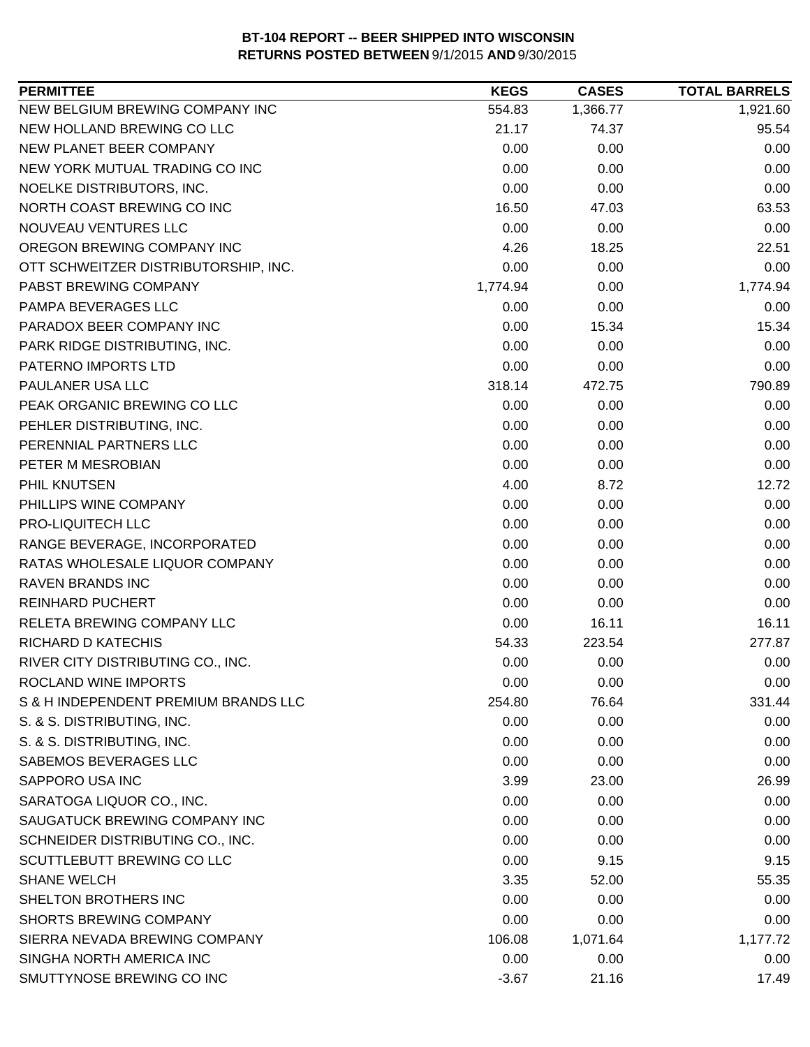**BT-104 REPORT -- BEER SHIPPED INTO WISCONSIN**
**RETURNS POSTED BETWEEN 9/1/2015 AND 9/30/2015**

| PERMITTEE | KEGS | CASES | TOTAL BARRELS |
|---|---|---|---|
| NEW BELGIUM BREWING COMPANY INC | 554.83 | 1,366.77 | 1,921.60 |
| NEW HOLLAND BREWING CO LLC | 21.17 | 74.37 | 95.54 |
| NEW PLANET BEER COMPANY | 0.00 | 0.00 | 0.00 |
| NEW YORK MUTUAL TRADING CO INC | 0.00 | 0.00 | 0.00 |
| NOELKE DISTRIBUTORS, INC. | 0.00 | 0.00 | 0.00 |
| NORTH COAST BREWING CO INC | 16.50 | 47.03 | 63.53 |
| NOUVEAU VENTURES LLC | 0.00 | 0.00 | 0.00 |
| OREGON BREWING COMPANY INC | 4.26 | 18.25 | 22.51 |
| OTT SCHWEITZER DISTRIBUTORSHIP, INC. | 0.00 | 0.00 | 0.00 |
| PABST BREWING COMPANY | 1,774.94 | 0.00 | 1,774.94 |
| PAMPA BEVERAGES LLC | 0.00 | 0.00 | 0.00 |
| PARADOX BEER COMPANY INC | 0.00 | 15.34 | 15.34 |
| PARK RIDGE DISTRIBUTING, INC. | 0.00 | 0.00 | 0.00 |
| PATERNO IMPORTS LTD | 0.00 | 0.00 | 0.00 |
| PAULANER USA LLC | 318.14 | 472.75 | 790.89 |
| PEAK ORGANIC BREWING CO LLC | 0.00 | 0.00 | 0.00 |
| PEHLER DISTRIBUTING, INC. | 0.00 | 0.00 | 0.00 |
| PERENNIAL PARTNERS LLC | 0.00 | 0.00 | 0.00 |
| PETER M MESROBIAN | 0.00 | 0.00 | 0.00 |
| PHIL KNUTSEN | 4.00 | 8.72 | 12.72 |
| PHILLIPS WINE COMPANY | 0.00 | 0.00 | 0.00 |
| PRO-LIQUITECH LLC | 0.00 | 0.00 | 0.00 |
| RANGE BEVERAGE, INCORPORATED | 0.00 | 0.00 | 0.00 |
| RATAS WHOLESALE LIQUOR COMPANY | 0.00 | 0.00 | 0.00 |
| RAVEN BRANDS INC | 0.00 | 0.00 | 0.00 |
| REINHARD PUCHERT | 0.00 | 0.00 | 0.00 |
| RELETA BREWING COMPANY LLC | 0.00 | 16.11 | 16.11 |
| RICHARD D KATECHIS | 54.33 | 223.54 | 277.87 |
| RIVER CITY DISTRIBUTING CO., INC. | 0.00 | 0.00 | 0.00 |
| ROCLAND WINE IMPORTS | 0.00 | 0.00 | 0.00 |
| S & H INDEPENDENT PREMIUM BRANDS LLC | 254.80 | 76.64 | 331.44 |
| S. & S. DISTRIBUTING, INC. | 0.00 | 0.00 | 0.00 |
| S. & S. DISTRIBUTING, INC. | 0.00 | 0.00 | 0.00 |
| SABEMOS BEVERAGES LLC | 0.00 | 0.00 | 0.00 |
| SAPPORO USA INC | 3.99 | 23.00 | 26.99 |
| SARATOGA LIQUOR CO., INC. | 0.00 | 0.00 | 0.00 |
| SAUGATUCK BREWING COMPANY INC | 0.00 | 0.00 | 0.00 |
| SCHNEIDER DISTRIBUTING CO., INC. | 0.00 | 0.00 | 0.00 |
| SCUTTLEBUTT BREWING CO LLC | 0.00 | 9.15 | 9.15 |
| SHANE WELCH | 3.35 | 52.00 | 55.35 |
| SHELTON BROTHERS INC | 0.00 | 0.00 | 0.00 |
| SHORTS BREWING COMPANY | 0.00 | 0.00 | 0.00 |
| SIERRA NEVADA BREWING COMPANY | 106.08 | 1,071.64 | 1,177.72 |
| SINGHA NORTH AMERICA INC | 0.00 | 0.00 | 0.00 |
| SMUTTYNOSE BREWING CO INC | -3.67 | 21.16 | 17.49 |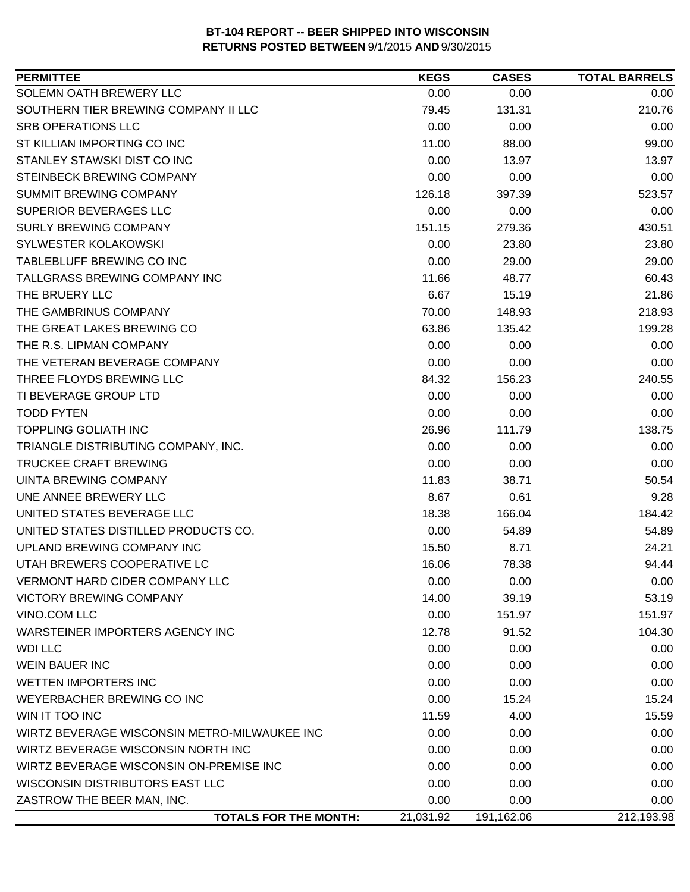**BT-104 REPORT -- BEER SHIPPED INTO WISCONSIN**
**RETURNS POSTED BETWEEN** 9/1/2015 **AND** 9/30/2015

| PERMITTEE | KEGS | CASES | TOTAL BARRELS |
|---|---|---|---|
| SOLEMN OATH BREWERY LLC | 0.00 | 0.00 | 0.00 |
| SOUTHERN TIER BREWING COMPANY II LLC | 79.45 | 131.31 | 210.76 |
| SRB OPERATIONS LLC | 0.00 | 0.00 | 0.00 |
| ST KILLIAN IMPORTING CO INC | 11.00 | 88.00 | 99.00 |
| STANLEY STAWSKI DIST CO INC | 0.00 | 13.97 | 13.97 |
| STEINBECK BREWING COMPANY | 0.00 | 0.00 | 0.00 |
| SUMMIT BREWING COMPANY | 126.18 | 397.39 | 523.57 |
| SUPERIOR BEVERAGES LLC | 0.00 | 0.00 | 0.00 |
| SURLY BREWING COMPANY | 151.15 | 279.36 | 430.51 |
| SYLWESTER KOLAKOWSKI | 0.00 | 23.80 | 23.80 |
| TABLEBLUFF BREWING CO INC | 0.00 | 29.00 | 29.00 |
| TALLGRASS BREWING COMPANY INC | 11.66 | 48.77 | 60.43 |
| THE BRUERY LLC | 6.67 | 15.19 | 21.86 |
| THE GAMBRINUS COMPANY | 70.00 | 148.93 | 218.93 |
| THE GREAT LAKES BREWING CO | 63.86 | 135.42 | 199.28 |
| THE R.S. LIPMAN COMPANY | 0.00 | 0.00 | 0.00 |
| THE VETERAN BEVERAGE COMPANY | 0.00 | 0.00 | 0.00 |
| THREE FLOYDS BREWING LLC | 84.32 | 156.23 | 240.55 |
| TI BEVERAGE GROUP LTD | 0.00 | 0.00 | 0.00 |
| TODD FYTEN | 0.00 | 0.00 | 0.00 |
| TOPPLING GOLIATH INC | 26.96 | 111.79 | 138.75 |
| TRIANGLE DISTRIBUTING COMPANY, INC. | 0.00 | 0.00 | 0.00 |
| TRUCKEE CRAFT BREWING | 0.00 | 0.00 | 0.00 |
| UINTA BREWING COMPANY | 11.83 | 38.71 | 50.54 |
| UNE ANNEE BREWERY LLC | 8.67 | 0.61 | 9.28 |
| UNITED STATES BEVERAGE LLC | 18.38 | 166.04 | 184.42 |
| UNITED STATES DISTILLED PRODUCTS CO. | 0.00 | 54.89 | 54.89 |
| UPLAND BREWING COMPANY INC | 15.50 | 8.71 | 24.21 |
| UTAH BREWERS COOPERATIVE LC | 16.06 | 78.38 | 94.44 |
| VERMONT HARD CIDER COMPANY LLC | 0.00 | 0.00 | 0.00 |
| VICTORY BREWING COMPANY | 14.00 | 39.19 | 53.19 |
| VINO.COM LLC | 0.00 | 151.97 | 151.97 |
| WARSTEINER IMPORTERS AGENCY INC | 12.78 | 91.52 | 104.30 |
| WDI LLC | 0.00 | 0.00 | 0.00 |
| WEIN BAUER INC | 0.00 | 0.00 | 0.00 |
| WETTEN IMPORTERS INC | 0.00 | 0.00 | 0.00 |
| WEYERBACHER BREWING CO INC | 0.00 | 15.24 | 15.24 |
| WIN IT TOO INC | 11.59 | 4.00 | 15.59 |
| WIRTZ BEVERAGE WISCONSIN METRO-MILWAUKEE INC | 0.00 | 0.00 | 0.00 |
| WIRTZ BEVERAGE WISCONSIN NORTH INC | 0.00 | 0.00 | 0.00 |
| WIRTZ BEVERAGE WISCONSIN ON-PREMISE INC | 0.00 | 0.00 | 0.00 |
| WISCONSIN DISTRIBUTORS EAST LLC | 0.00 | 0.00 | 0.00 |
| ZASTROW THE BEER MAN, INC. | 0.00 | 0.00 | 0.00 |
| **TOTALS FOR THE MONTH:** | 21,031.92 | 191,162.06 | 212,193.98 |